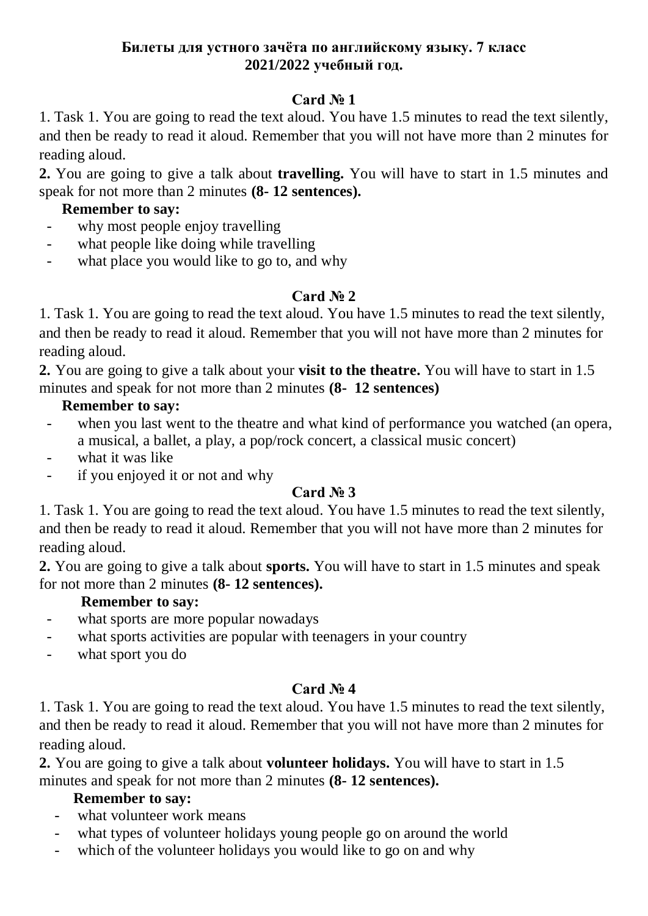**Билеты для устного зачёта по английскому языку. 7 класс**
**2021/2022 учебный год.**

## Card № 1

1. Task 1. You are going to read the text aloud. You have 1.5 minutes to read the text silently, and then be ready to read it aloud. Remember that you will not have more than 2 minutes for reading aloud.

**2.** You are going to give a talk about **travelling.** You will have to start in 1.5 minutes and speak for not more than 2 minutes **(8- 12 sentences).**

**Remember to say:**

- why most people enjoy travelling
- what people like doing while travelling
- what place you would like to go to, and why

## Card № 2

1. Task 1. You are going to read the text aloud. You have 1.5 minutes to read the text silently, and then be ready to read it aloud. Remember that you will not have more than 2 minutes for reading aloud.

**2.** You are going to give a talk about your **visit to the theatre.** You will have to start in 1.5 minutes and speak for not more than 2 minutes **(8- 12 sentences)**

**Remember to say:**

- when you last went to the theatre and what kind of performance you watched (an opera, a musical, a ballet, a play, a pop/rock concert, a classical music concert)
- what it was like
- if you enjoyed it or not and why

## Card № 3

1. Task 1. You are going to read the text aloud. You have 1.5 minutes to read the text silently, and then be ready to read it aloud. Remember that you will not have more than 2 minutes for reading aloud.

**2.** You are going to give a talk about **sports.** You will have to start in 1.5 minutes and speak for not more than 2 minutes **(8- 12 sentences).**

**Remember to say:**

- what sports are more popular nowadays
- what sports activities are popular with teenagers in your country
- what sport you do

## Card № 4

1. Task 1. You are going to read the text aloud. You have 1.5 minutes to read the text silently, and then be ready to read it aloud. Remember that you will not have more than 2 minutes for reading aloud.

**2.** You are going to give a talk about **volunteer holidays.** You will have to start in 1.5 minutes and speak for not more than 2 minutes **(8- 12 sentences).**

**Remember to say:**

- what volunteer work means
- what types of volunteer holidays young people go on around the world
- which of the volunteer holidays you would like to go on and why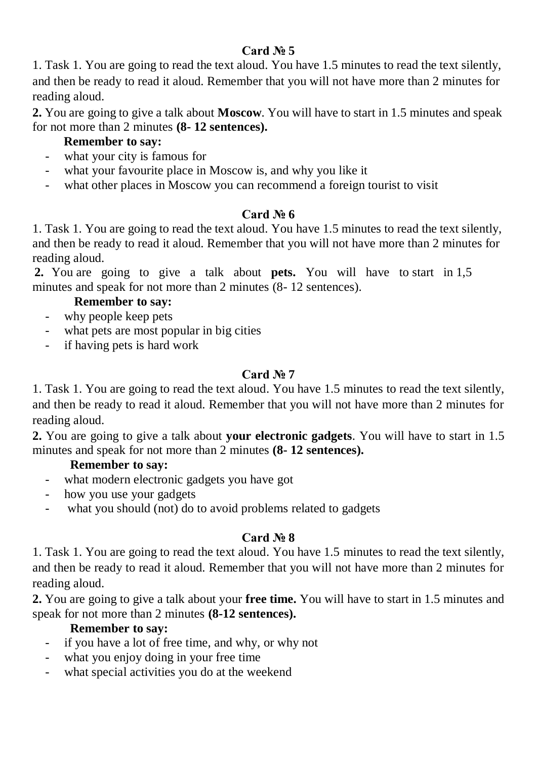## Card № 5

1. Task 1. You are going to read the text aloud. You have 1.5 minutes to read the text silently, and then be ready to read it aloud. Remember that you will not have more than 2 minutes for reading aloud.

**2.** You are going to give a talk about **Moscow**. You will have to start in 1.5 minutes and speak for not more than 2 minutes **(8- 12 sentences).**

**Remember to say:**

- what your city is famous for
- what your favourite place in Moscow is, and why you like it
- what other places in Moscow you can recommend a foreign tourist to visit

## Card № 6

1. Task 1. You are going to read the text aloud. You have 1.5 minutes to read the text silently, and then be ready to read it aloud. Remember that you will not have more than 2 minutes for reading aloud.

**2.** You are going to give a talk about **pets.** You will have to start in 1,5 minutes and speak for not more than 2 minutes (8- 12 sentences).

**Remember to say:**

- why people keep pets
- what pets are most popular in big cities
- if having pets is hard work

## Card № 7

1. Task 1. You are going to read the text aloud. You have 1.5 minutes to read the text silently, and then be ready to read it aloud. Remember that you will not have more than 2 minutes for reading aloud.

**2.** You are going to give a talk about **your electronic gadgets**. You will have to start in 1.5 minutes and speak for not more than 2 minutes **(8- 12 sentences).**

**Remember to say:**

- what modern electronic gadgets you have got
- how you use your gadgets
- what you should (not) do to avoid problems related to gadgets

## Card № 8

1. Task 1. You are going to read the text aloud. You have 1.5 minutes to read the text silently, and then be ready to read it aloud. Remember that you will not have more than 2 minutes for reading aloud.

**2.** You are going to give a talk about your **free time.** You will have to start in 1.5 minutes and speak for not more than 2 minutes **(8-12 sentences).**

**Remember to say:**

- if you have a lot of free time, and why, or why not
- what you enjoy doing in your free time
- what special activities you do at the weekend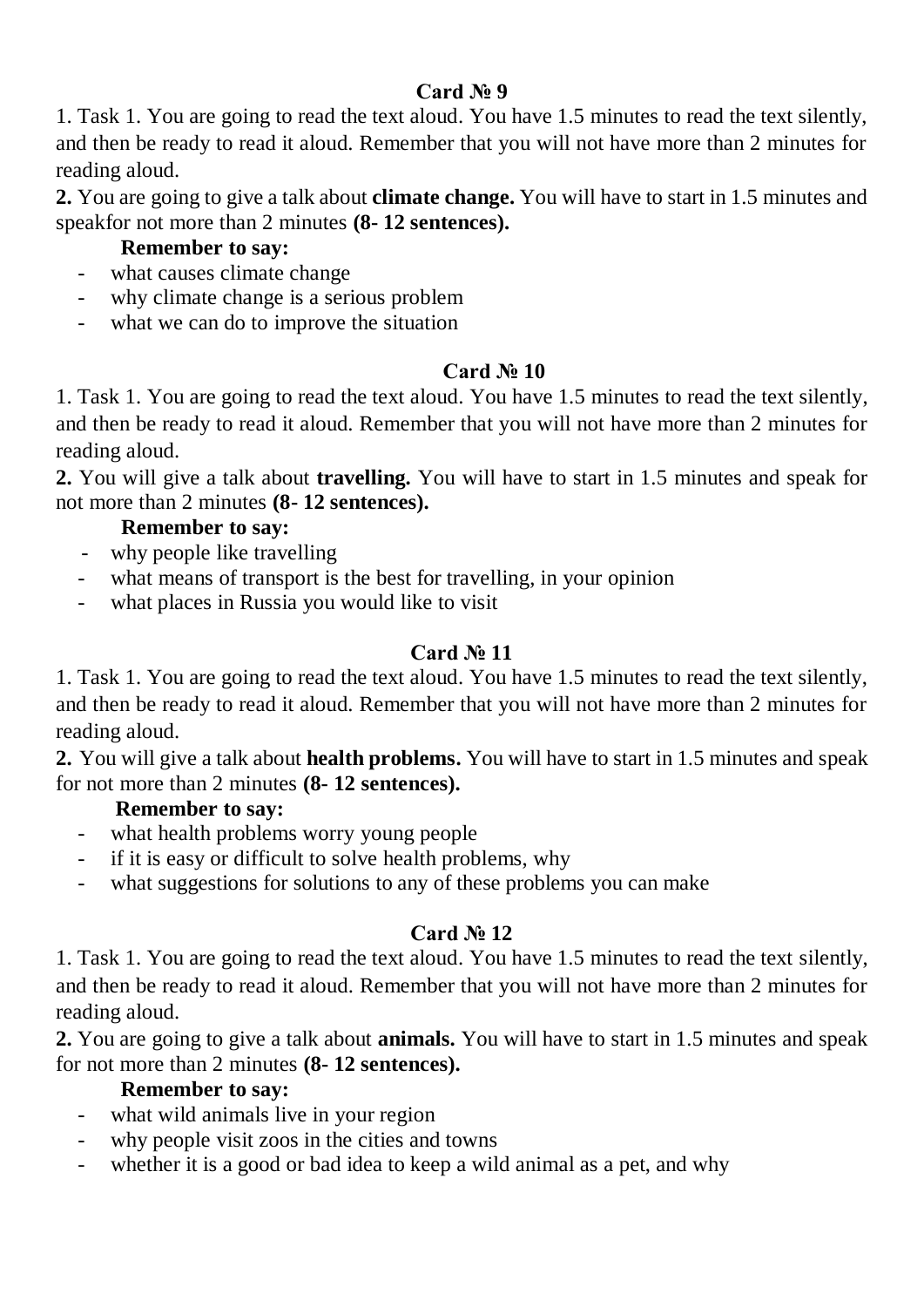**Card № 9**

1. Task 1. You are going to read the text aloud. You have 1.5 minutes to read the text silently, and then be ready to read it aloud. Remember that you will not have more than 2 minutes for reading aloud.

**2.** You are going to give a talk about **climate change.** You will have to start in 1.5 minutes and speakfor not more than 2 minutes **(8- 12 sentences).**

**Remember to say:**

- what causes climate change
- why climate change is a serious problem
- what we can do to improve the situation

**Card № 10**

1. Task 1. You are going to read the text aloud. You have 1.5 minutes to read the text silently, and then be ready to read it aloud. Remember that you will not have more than 2 minutes for reading aloud.

**2.** You will give a talk about **travelling.** You will have to start in 1.5 minutes and speak for not more than 2 minutes **(8- 12 sentences).**

**Remember to say:**

- why people like travelling
- what means of transport is the best for travelling, in your opinion
- what places in Russia you would like to visit

**Card № 11**

1. Task 1. You are going to read the text aloud. You have 1.5 minutes to read the text silently, and then be ready to read it aloud. Remember that you will not have more than 2 minutes for reading aloud.

**2.** You will give a talk about **health problems.** You will have to start in 1.5 minutes and speak for not more than 2 minutes **(8- 12 sentences).**

**Remember to say:**

- what health problems worry young people
- if it is easy or difficult to solve health problems, why
- what suggestions for solutions to any of these problems you can make

**Card № 12**

1. Task 1. You are going to read the text aloud. You have 1.5 minutes to read the text silently, and then be ready to read it aloud. Remember that you will not have more than 2 minutes for reading aloud.

**2.** You are going to give a talk about **animals.** You will have to start in 1.5 minutes and speak for not more than 2 minutes **(8- 12 sentences).**

**Remember to say:**

- what wild animals live in your region
- why people visit zoos in the cities and towns
- whether it is a good or bad idea to keep a wild animal as a pet, and why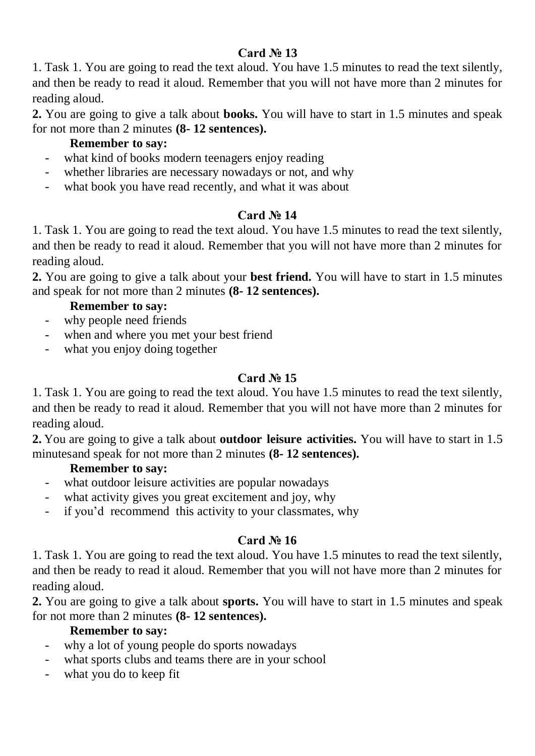**Card № 13**

1. Task 1. You are going to read the text aloud. You have 1.5 minutes to read the text silently, and then be ready to read it aloud. Remember that you will not have more than 2 minutes for reading aloud.

**2.** You are going to give a talk about **books.** You will have to start in 1.5 minutes and speak for not more than 2 minutes **(8- 12 sentences).**

**Remember to say:**

- what kind of books modern teenagers enjoy reading
- whether libraries are necessary nowadays or not, and why
- what book you have read recently, and what it was about

**Card № 14**

1. Task 1. You are going to read the text aloud. You have 1.5 minutes to read the text silently, and then be ready to read it aloud. Remember that you will not have more than 2 minutes for reading aloud.

**2.** You are going to give a talk about your **best friend.** You will have to start in 1.5 minutes and speak for not more than 2 minutes **(8- 12 sentences).**

**Remember to say:**

- why people need friends
- when and where you met your best friend
- what you enjoy doing together

**Card № 15**

1. Task 1. You are going to read the text aloud. You have 1.5 minutes to read the text silently, and then be ready to read it aloud. Remember that you will not have more than 2 minutes for reading aloud.

**2.** You are going to give a talk about **outdoor leisure activities.** You will have to start in 1.5 minutesand speak for not more than 2 minutes **(8- 12 sentences).**

**Remember to say:**

- what outdoor leisure activities are popular nowadays
- what activity gives you great excitement and joy, why
- if you'd recommend this activity to your classmates, why

**Card № 16**

1. Task 1. You are going to read the text aloud. You have 1.5 minutes to read the text silently, and then be ready to read it aloud. Remember that you will not have more than 2 minutes for reading aloud.

**2.** You are going to give a talk about **sports.** You will have to start in 1.5 minutes and speak for not more than 2 minutes **(8- 12 sentences).**

**Remember to say:**

- why a lot of young people do sports nowadays
- what sports clubs and teams there are in your school
- what you do to keep fit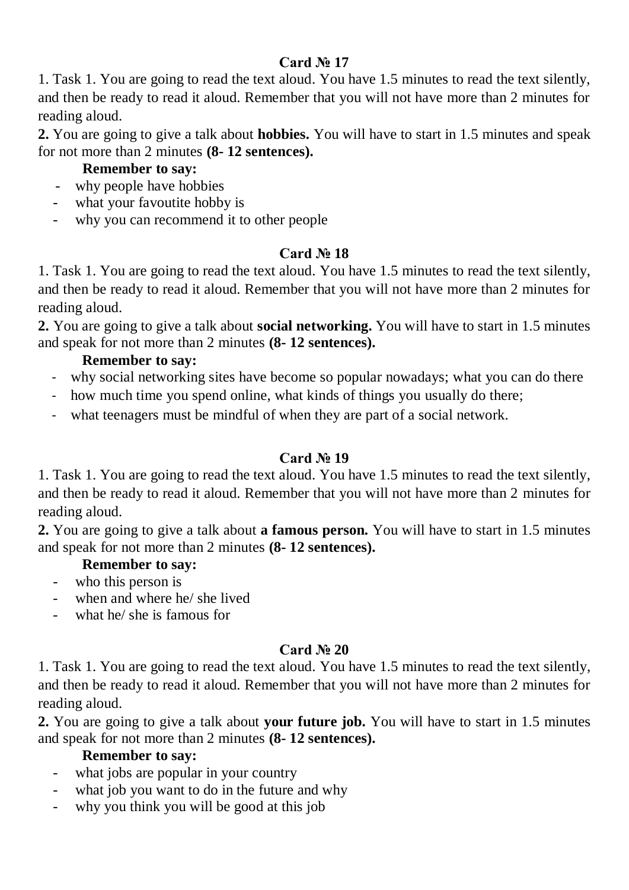**Card № 17**

1. Task 1. You are going to read the text aloud. You have 1.5 minutes to read the text silently, and then be ready to read it aloud. Remember that you will not have more than 2 minutes for reading aloud.

**2.** You are going to give a talk about **hobbies.** You will have to start in 1.5 minutes and speak for not more than 2 minutes **(8- 12 sentences).**

**Remember to say:**

- why people have hobbies
- what your favoutite hobby is
- why you can recommend it to other people

**Card № 18**

1. Task 1. You are going to read the text aloud. You have 1.5 minutes to read the text silently, and then be ready to read it aloud. Remember that you will not have more than 2 minutes for reading aloud.

**2.** You are going to give a talk about **social networking.** You will have to start in 1.5 minutes and speak for not more than 2 minutes **(8- 12 sentences).**

**Remember to say:**

- why social networking sites have become so popular nowadays; what you can do there
- how much time you spend online, what kinds of things you usually do there;
- what teenagers must be mindful of when they are part of a social network.

**Card № 19**

1. Task 1. You are going to read the text aloud. You have 1.5 minutes to read the text silently, and then be ready to read it aloud. Remember that you will not have more than 2 minutes for reading aloud.

**2.** You are going to give a talk about **a famous person.** You will have to start in 1.5 minutes and speak for not more than 2 minutes **(8- 12 sentences).**

**Remember to say:**

- who this person is
- when and where he/ she lived
- what he/ she is famous for

**Card № 20**

1. Task 1. You are going to read the text aloud. You have 1.5 minutes to read the text silently, and then be ready to read it aloud. Remember that you will not have more than 2 minutes for reading aloud.

**2.** You are going to give a talk about **your future job.** You will have to start in 1.5 minutes and speak for not more than 2 minutes **(8- 12 sentences).**

**Remember to say:**

- what jobs are popular in your country
- what job you want to do in the future and why
- why you think you will be good at this job